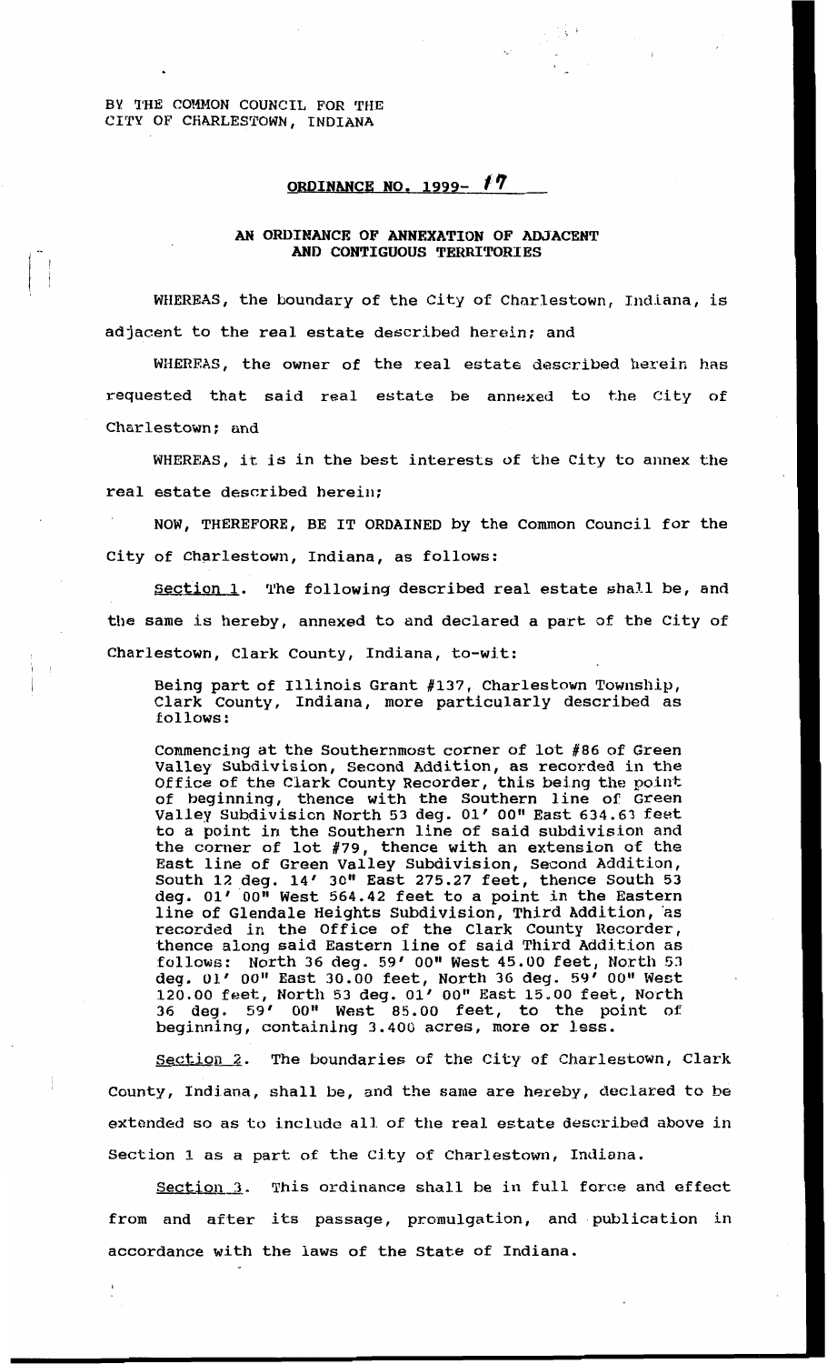BY THE COMMON COUNCIL FOR THE
CITY OF CHARLESTOWN, INDIANA

# ORDINANCE NO. 1999- 17

## AN ORDINANCE OF ANNEXATION OF ADJACENT AND CONTIGUOUS TERRITORIES

WHEREAS, the boundary of the City of Charlestown, Indiana, is adjacent to the real estate described herein; and

WHEREAS, the owner of the real estate described herein has requested that said real estate be annexed to the City of Charlestown; and

WHEREAS, it is in the best interests of the City to annex the real estate described herein;

NOW, THEREFORE, BE IT ORDAINED by the Common Council for the City of Charlestown, Indiana, as follows:

Section 1. The following described real estate shall be, and the same is hereby, annexed to and declared a part of the City of Charlestown, Clark County, Indiana, to-wit:

> Being part of Illinois Grant #137, Charlestown Township, Clark County, Indiana, more particularly described as follows:
>
> Commencing at the Southernmost corner of lot #86 of Green Valley Subdivision, Second Addition, as recorded in the Office of the Clark County Recorder, this being the point of beginning, thence with the Southern line of Green Valley Subdivision North 53 deg. 01' 00" East 634.63 feet to a point in the Southern line of said subdivision and the corner of lot #79, thence with an extension of the East line of Green Valley Subdivision, Second Addition, South 12 deg. 14' 30" East 275.27 feet, thence South 53 deg. 01' 00" West 564.42 feet to a point in the Eastern line of Glendale Heights Subdivision, Third Addition, as recorded in the Office of the Clark County Recorder, thence along said Eastern line of said Third Addition as follows: North 36 deg. 59' 00" West 45.00 feet, North 53 deg. 01' 00" East 30.00 feet, North 36 deg. 59' 00" West 120.00 feet, North 53 deg. 01' 00" East 15.00 feet, North 36 deg. 59' 00" West 85.00 feet, to the point of beginning, containing 3.400 acres, more or less.

Section 2. The boundaries of the City of Charlestown, Clark County, Indiana, shall be, and the same are hereby, declared to be extended so as to include all of the real estate described above in Section 1 as a part of the City of Charlestown, Indiana.

Section 3. This ordinance shall be in full force and effect from and after its passage, promulgation, and publication in accordance with the laws of the State of Indiana.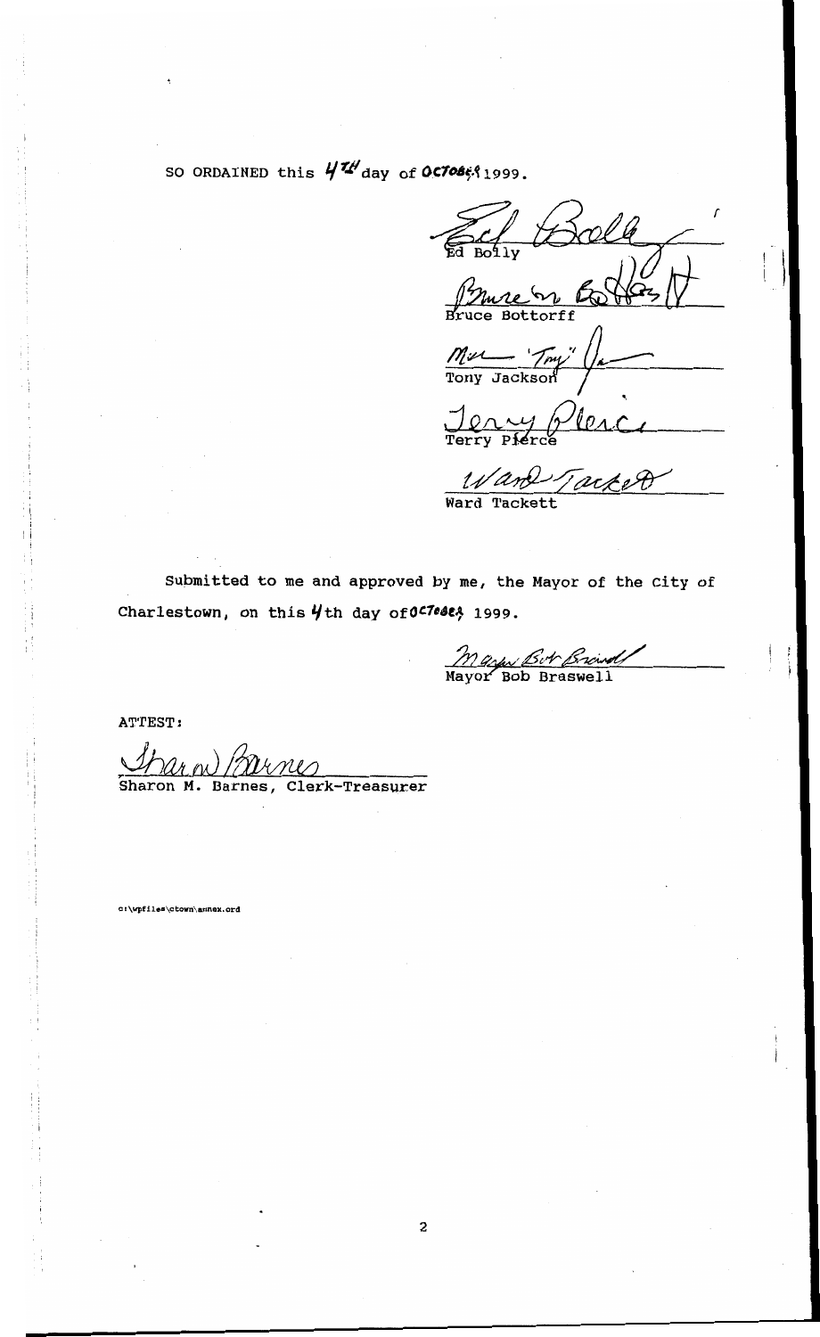SO ORDAINED this 4TH day of OCTOBER 1999.

Ed Bolly

Bruce Bottorff

Tony Jackson

Terry Pierce

Ward Tackett

Submitted to me and approved by me, the Mayor of the City of Charlestown, on this 4th day of OCTOBER 1999.

Mayor Bob Braswell

ATTEST:

Sharon M. Barnes, Clerk-Treasurer

c:\wpfiles\ctown\annex.ord